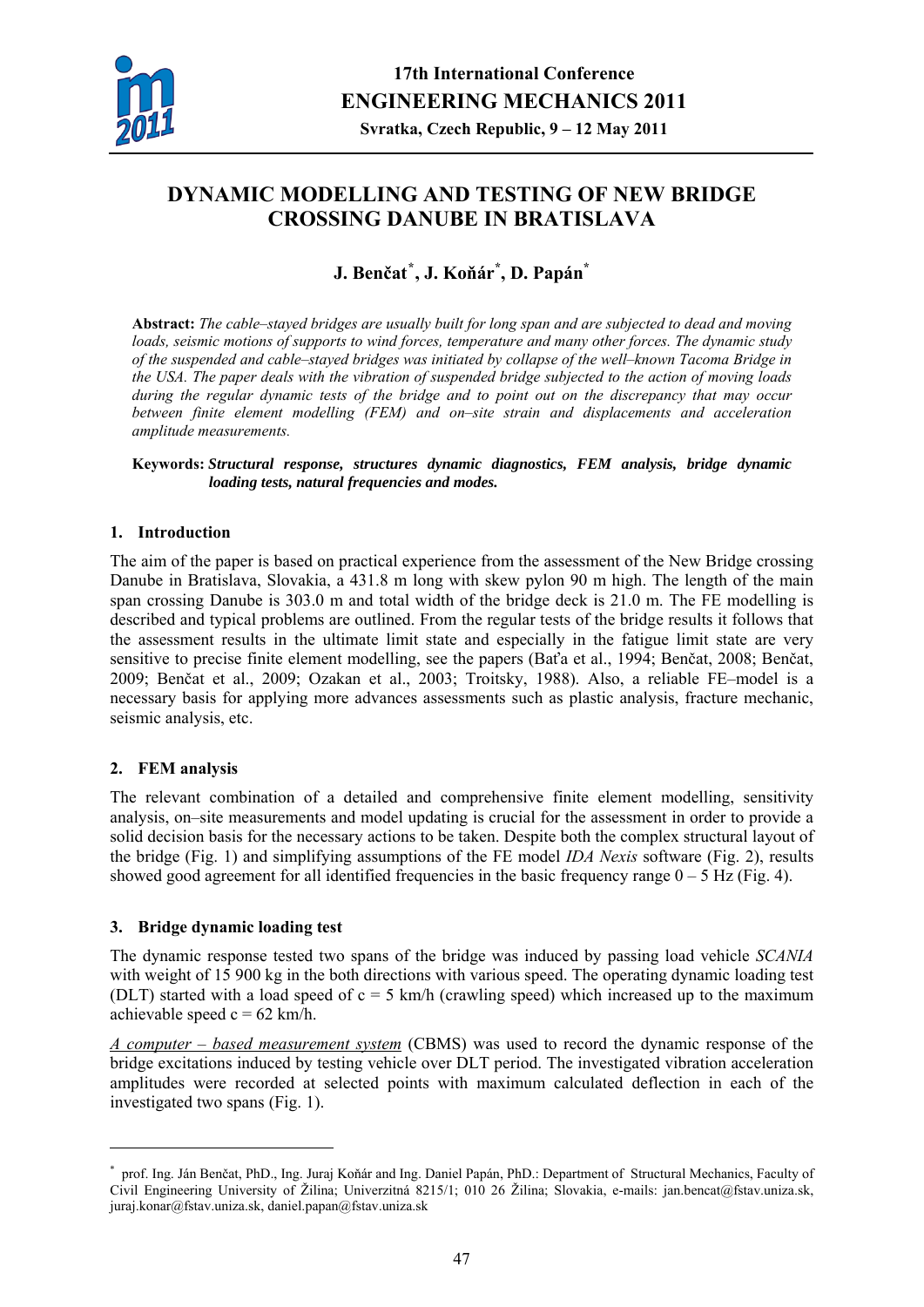# DYNAMIC MODELLING AND TESTING OF NEW BRIDGE CROSSING DANUBE IN BRATISLAVA

**J. Benčat[*], J. Koňár[*], D. Papán[*]**

**Abstract:** *The cable–stayed bridges are usually built for long span and are subjected to dead and moving loads, seismic motions of supports to wind forces, temperature and many other forces. The dynamic study of the suspended and cable–stayed bridges was initiated by collapse of the well–known Tacoma Bridge in the USA. The paper deals with the vibration of suspended bridge subjected to the action of moving loads during the regular dynamic tests of the bridge and to point out on the discrepancy that may occur between finite element modelling (FEM) and on–site strain and displacements and acceleration amplitude measurements.*

**Keywords:** ***Structural response, structures dynamic diagnostics, FEM analysis, bridge dynamic loading tests, natural frequencies and modes.***

## 1. Introduction

The aim of the paper is based on practical experience from the assessment of the New Bridge crossing Danube in Bratislava, Slovakia, a 431.8 m long with skew pylon 90 m high. The length of the main span crossing Danube is 303.0 m and total width of the bridge deck is 21.0 m. The FE modelling is described and typical problems are outlined. From the regular tests of the bridge results it follows that the assessment results in the ultimate limit state and especially in the fatigue limit state are very sensitive to precise finite element modelling, see the papers (Baťa et al., 1994; Benčat, 2008; Benčat, 2009; Benčat et al., 2009; Ozakan et al., 2003; Troitsky, 1988). Also, a reliable FE–model is a necessary basis for applying more advances assessments such as plastic analysis, fracture mechanic, seismic analysis, etc.

## 2. FEM analysis

The relevant combination of a detailed and comprehensive finite element modelling, sensitivity analysis, on–site measurements and model updating is crucial for the assessment in order to provide a solid decision basis for the necessary actions to be taken. Despite both the complex structural layout of the bridge (Fig. 1) and simplifying assumptions of the FE model *IDA Nexis* software (Fig. 2), results showed good agreement for all identified frequencies in the basic frequency range 0 – 5 Hz (Fig. 4).

## 3. Bridge dynamic loading test

The dynamic response tested two spans of the bridge was induced by passing load vehicle *SCANIA* with weight of 15 900 kg in the both directions with various speed. The operating dynamic loading test (DLT) started with a load speed of c = 5 km/h (crawling speed) which increased up to the maximum achievable speed c = 62 km/h.

<u>*A computer – based measurement system*</u> (CBMS) was used to record the dynamic response of the bridge excitations induced by testing vehicle over DLT period. The investigated vibration acceleration amplitudes were recorded at selected points with maximum calculated deflection in each of the investigated two spans (Fig. 1).

---

[*] prof. Ing. Ján Benčat, PhD., Ing. Juraj Koňár and Ing. Daniel Papán, PhD.: Department of Structural Mechanics, Faculty of Civil Engineering University of Žilina; Univerzitná 8215/1; 010 26 Žilina; Slovakia, e-mails: jan.bencat@fstav.uniza.sk, juraj.konar@fstav.uniza.sk, daniel.papan@fstav.uniza.sk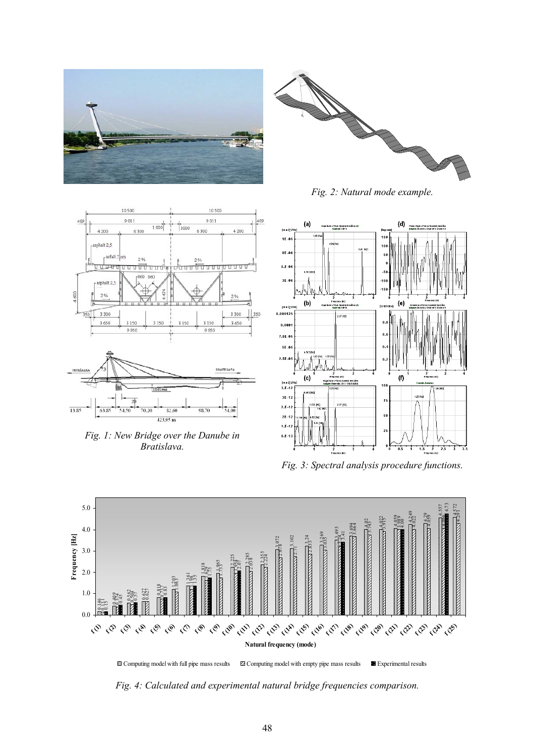*Fig. 1: New Bridge over the Danube in Bratislava.*

*Fig. 2: Natural mode example.*

*Fig. 3: Spectral analysis procedure functions.*

*Fig. 4: Calculated and experimental natural bridge frequencies comparison.*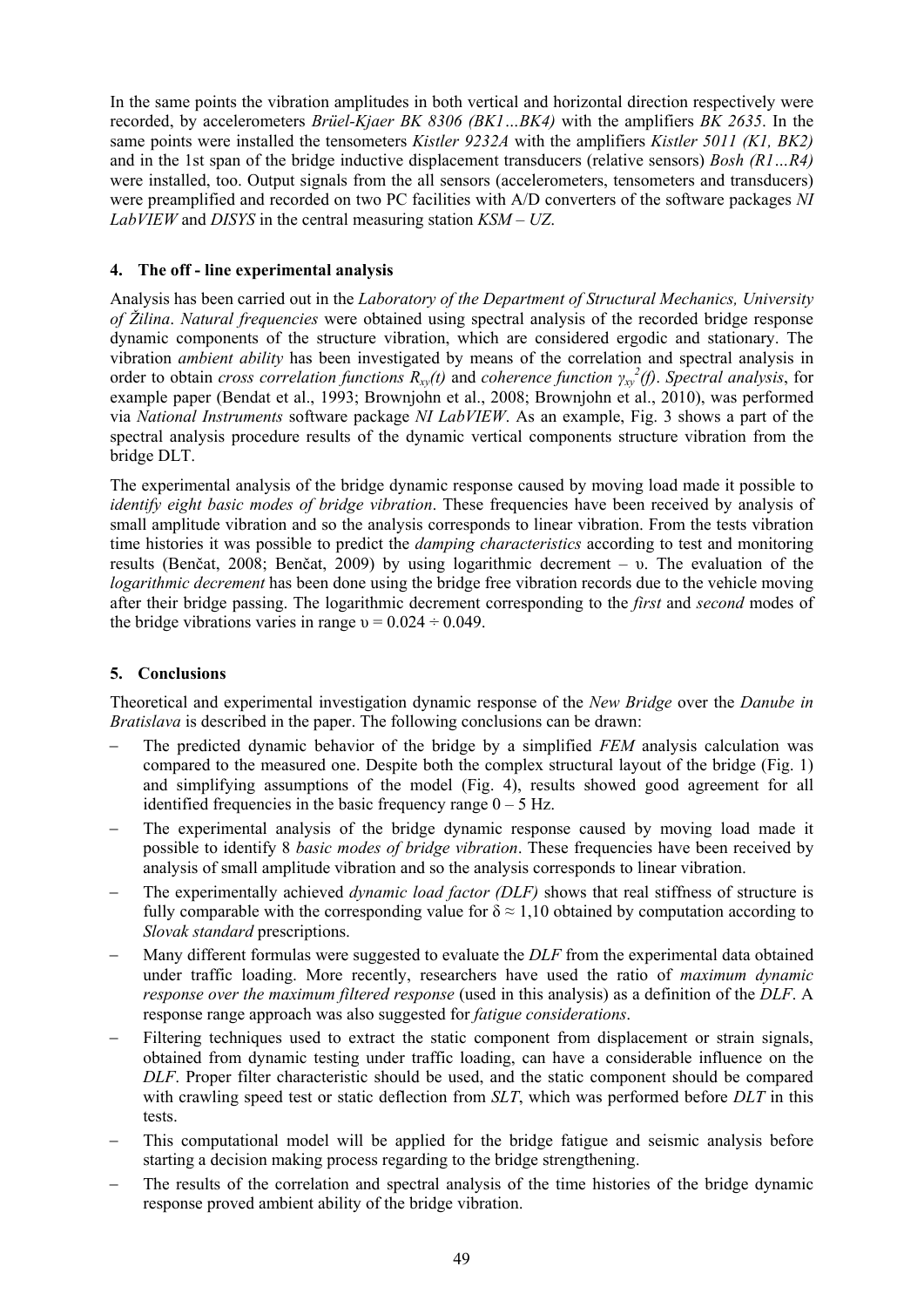In the same points the vibration amplitudes in both vertical and horizontal direction respectively were recorded, by accelerometers *Brüel-Kjaer BK 8306 (BK1…BK4)* with the amplifiers *BK 2635*. In the same points were installed the tensometers *Kistler 9232A* with the amplifiers *Kistler 5011 (K1, BK2)* and in the 1st span of the bridge inductive displacement transducers (relative sensors) *Bosh (R1…R4)* were installed, too. Output signals from the all sensors (accelerometers, tensometers and transducers) were preamplified and recorded on two PC facilities with A/D converters of the software packages *NI LabVIEW* and *DISYS* in the central measuring station *KSM – UZ*.

## 4. The off - line experimental analysis

Analysis has been carried out in the *Laboratory of the Department of Structural Mechanics, University of Žilina*. *Natural frequencies* were obtained using spectral analysis of the recorded bridge response dynamic components of the structure vibration, which are considered ergodic and stationary. The vibration *ambient ability* has been investigated by means of the correlation and spectral analysis in order to obtain *cross correlation functions* $R_{xy}(t)$ and *coherence function* $\gamma_{xy}^2(f)$. *Spectral analysis*, for example paper (Bendat et al., 1993; Brownjohn et al., 2008; Brownjohn et al., 2010), was performed via *National Instruments* software package *NI LabVIEW*. As an example, Fig. 3 shows a part of the spectral analysis procedure results of the dynamic vertical components structure vibration from the bridge DLT.

The experimental analysis of the bridge dynamic response caused by moving load made it possible to *identify eight basic modes of bridge vibration*. These frequencies have been received by analysis of small amplitude vibration and so the analysis corresponds to linear vibration. From the tests vibration time histories it was possible to predict the *damping characteristics* according to test and monitoring results (Benčat, 2008; Benčat, 2009) by using logarithmic decrement – $\upsilon$. The evaluation of the *logarithmic decrement* has been done using the bridge free vibration records due to the vehicle moving after their bridge passing. The logarithmic decrement corresponding to the *first* and *second* modes of the bridge vibrations varies in range $\upsilon = 0.024 \div 0.049$.

## 5. Conclusions

Theoretical and experimental investigation dynamic response of the *New Bridge* over the *Danube in Bratislava* is described in the paper. The following conclusions can be drawn:

- The predicted dynamic behavior of the bridge by a simplified *FEM* analysis calculation was compared to the measured one. Despite both the complex structural layout of the bridge (Fig. 1) and simplifying assumptions of the model (Fig. 4), results showed good agreement for all identified frequencies in the basic frequency range 0 – 5 Hz.
- The experimental analysis of the bridge dynamic response caused by moving load made it possible to identify 8 *basic modes of bridge vibration*. These frequencies have been received by analysis of small amplitude vibration and so the analysis corresponds to linear vibration.
- The experimentally achieved *dynamic load factor (DLF)* shows that real stiffness of structure is fully comparable with the corresponding value for $\delta \approx 1{,}10$ obtained by computation according to *Slovak standard* prescriptions.
- Many different formulas were suggested to evaluate the *DLF* from the experimental data obtained under traffic loading. More recently, researchers have used the ratio of *maximum dynamic response over the maximum filtered response* (used in this analysis) as a definition of the *DLF*. A response range approach was also suggested for *fatigue considerations*.
- Filtering techniques used to extract the static component from displacement or strain signals, obtained from dynamic testing under traffic loading, can have a considerable influence on the *DLF*. Proper filter characteristic should be used, and the static component should be compared with crawling speed test or static deflection from *SLT*, which was performed before *DLT* in this tests.
- This computational model will be applied for the bridge fatigue and seismic analysis before starting a decision making process regarding to the bridge strengthening.
- The results of the correlation and spectral analysis of the time histories of the bridge dynamic response proved ambient ability of the bridge vibration.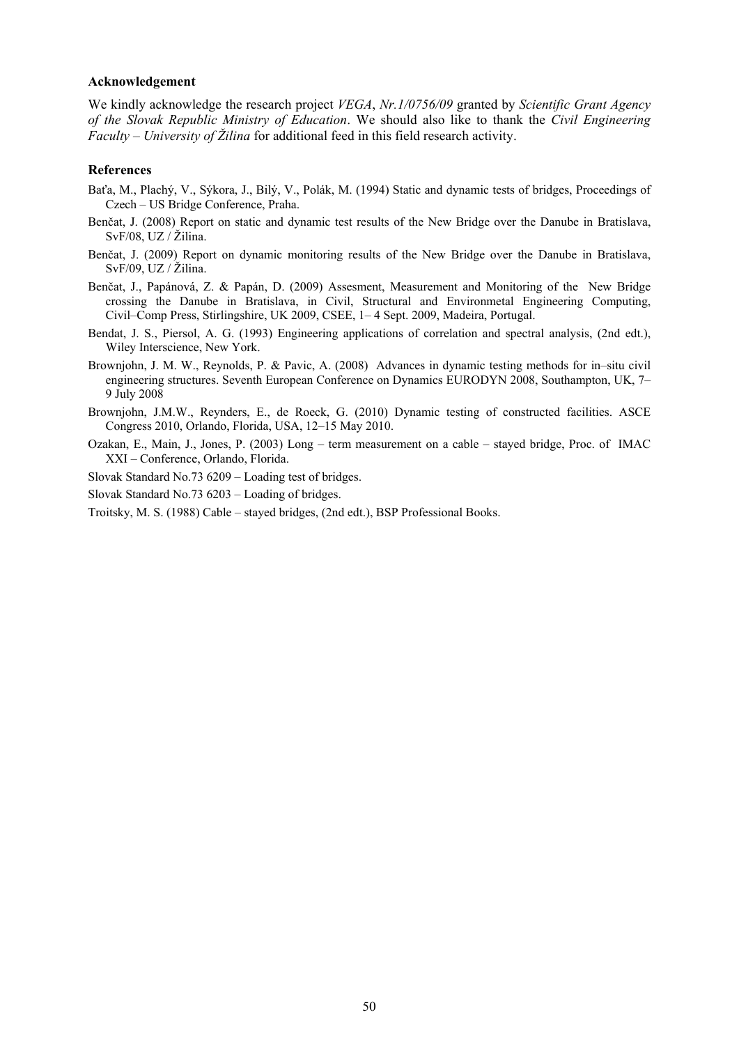#### Acknowledgement

We kindly acknowledge the research project *VEGA*, *Nr.1/0756/09* granted by *Scientific Grant Agency of the Slovak Republic Ministry of Education*. We should also like to thank the *Civil Engineering Faculty – University of Žilina* for additional feed in this field research activity.

#### References

Baťa, M., Plachý, V., Sýkora, J., Bilý, V., Polák, M. (1994) Static and dynamic tests of bridges, Proceedings of Czech – US Bridge Conference, Praha.

Benčat, J. (2008) Report on static and dynamic test results of the New Bridge over the Danube in Bratislava, SvF/08, UZ / Žilina.

Benčat, J. (2009) Report on dynamic monitoring results of the New Bridge over the Danube in Bratislava, SvF/09, UZ / Žilina.

Benčat, J., Papánová, Z. & Papán, D. (2009) Assesment, Measurement and Monitoring of the New Bridge crossing the Danube in Bratislava, in Civil, Structural and Environmetal Engineering Computing, Civil–Comp Press, Stirlingshire, UK 2009, CSEE, 1– 4 Sept. 2009, Madeira, Portugal.

Bendat, J. S., Piersol, A. G. (1993) Engineering applications of correlation and spectral analysis, (2nd edt.), Wiley Interscience, New York.

Brownjohn, J. M. W., Reynolds, P. & Pavic, A. (2008) Advances in dynamic testing methods for in–situ civil engineering structures. Seventh European Conference on Dynamics EURODYN 2008, Southampton, UK, 7–9 July 2008

Brownjohn, J.M.W., Reynders, E., de Roeck, G. (2010) Dynamic testing of constructed facilities. ASCE Congress 2010, Orlando, Florida, USA, 12–15 May 2010.

Ozakan, E., Main, J., Jones, P. (2003) Long – term measurement on a cable – stayed bridge, Proc. of IMAC XXI – Conference, Orlando, Florida.

Slovak Standard No.73 6209 – Loading test of bridges.

Slovak Standard No.73 6203 – Loading of bridges.

Troitsky, M. S. (1988) Cable – stayed bridges, (2nd edt.), BSP Professional Books.